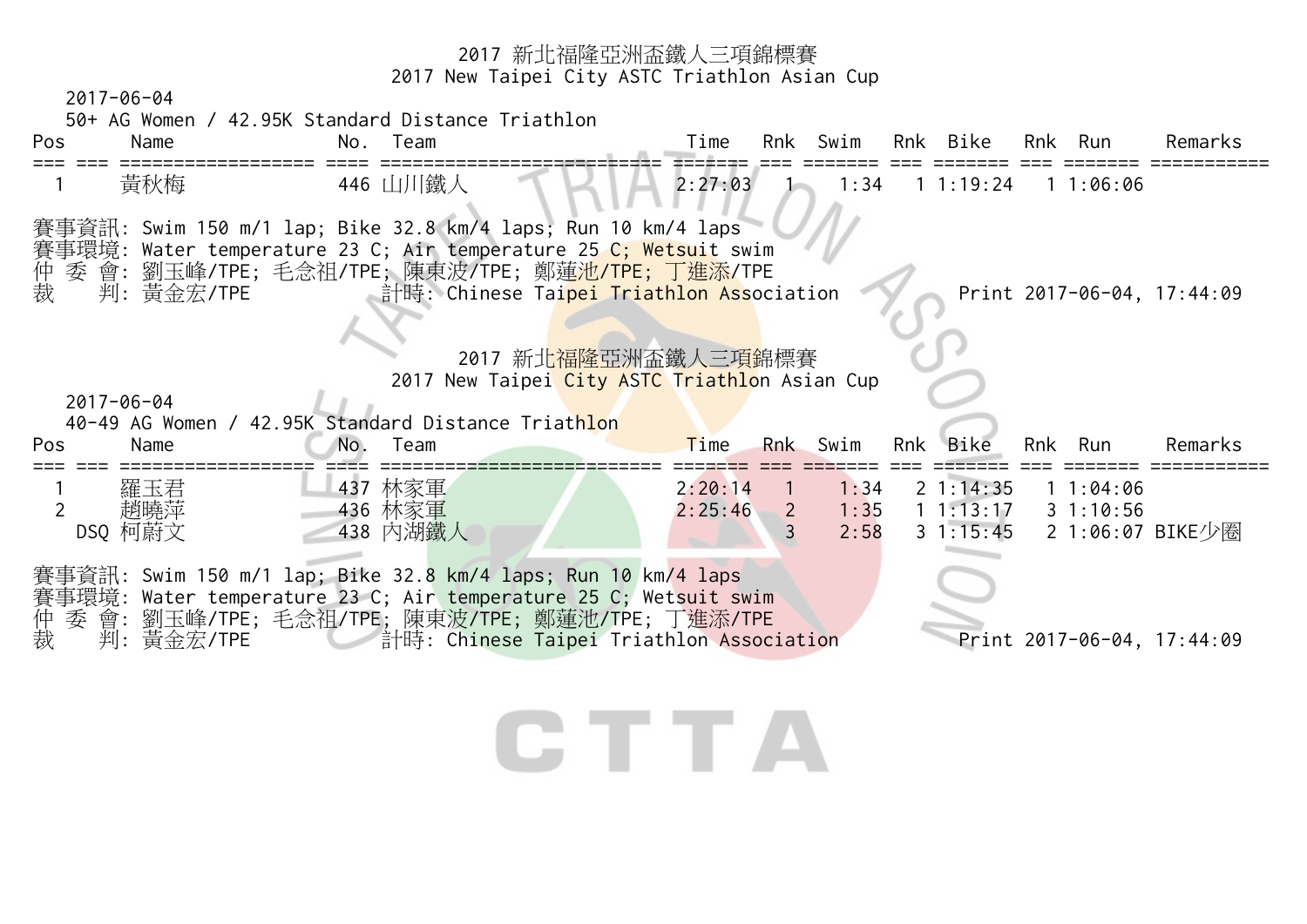# 2017 新北福隆亞洲盃鐵人三項錦標賽
## 2017 New Taipei City ASTC Triathlon Asian Cup

2017-06-04

50+ AG Women / 42.95K Standard Distance Triathlon

| Pos | | Name | No. | Team | Time | Rnk | Swim | Rnk | Bike | Rnk | Run | Remarks |
|---|---|---|---|---|---|---|---|---|---|---|---|---|
| 1 | | 黃秋梅 | 446 | 山川鐵人 | 2:27:03 | 1 | 1:34 | 1 | 1:19:24 | 1 | 1:06:06 | |

賽事資訊: Swim 150 m/1 lap; Bike 32.8 km/4 laps; Run 10 km/4 laps
賽事環境: Water temperature 23 C; Air temperature 25 C; Wetsuit swim
仲 委 會: 劉玉峰/TPE; 毛念祖/TPE; 陳東波/TPE; 鄭蓮池/TPE; 丁進添/TPE
裁　 判: 黃金宏/TPE　　計時: Chinese Taipei Triathlon Association　　Print 2017-06-04, 17:44:09

# 2017 新北福隆亞洲盃鐵人三項錦標賽
## 2017 New Taipei City ASTC Triathlon Asian Cup

2017-06-04

40-49 AG Women / 42.95K Standard Distance Triathlon

| Pos | | Name | No. | Team | Time | Rnk | Swim | Rnk | Bike | Rnk | Run | Remarks |
|---|---|---|---|---|---|---|---|---|---|---|---|---|
| 1 | | 羅玉君 | 437 | 林家軍 | 2:20:14 | 1 | 1:34 | 2 | 1:14:35 | 1 | 1:04:06 | |
| 2 | | 趙曉萍 | 436 | 林家軍 | 2:25:46 | 2 | 1:35 | 1 | 1:13:17 | 3 | 1:10:56 | |
| | DSQ | 柯蔚文 | 438 | 內湖鐵人 | | 3 | 2:58 | 3 | 1:15:45 | 2 | 1:06:07 | BIKE少圈 |

賽事資訊: Swim 150 m/1 lap; Bike 32.8 km/4 laps; Run 10 km/4 laps
賽事環境: Water temperature 23 C; Air temperature 25 C; Wetsuit swim
仲 委 會: 劉玉峰/TPE; 毛念祖/TPE; 陳東波/TPE; 鄭蓮池/TPE; 丁進添/TPE
裁　 判: 黃金宏/TPE　　計時: Chinese Taipei Triathlon Association　　Print 2017-06-04, 17:44:09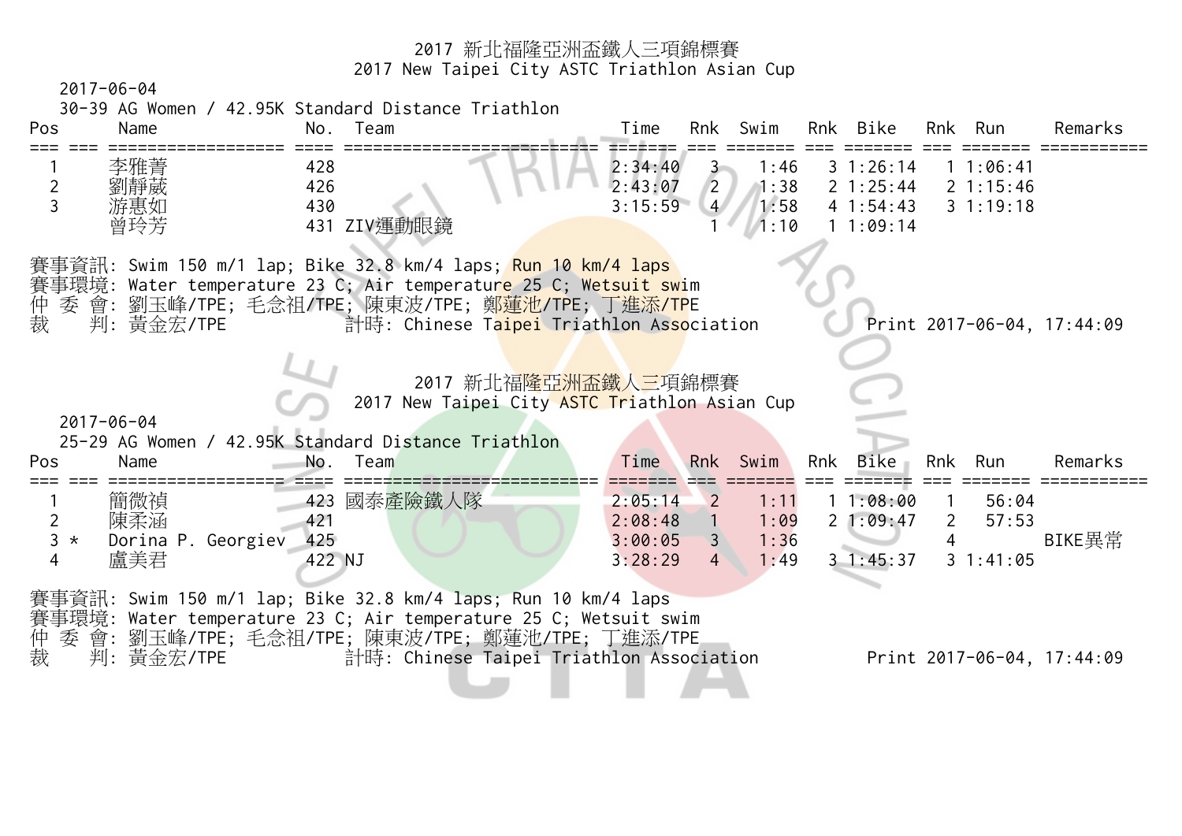# 2017 新北福隆亞洲盃鐵人三項錦標賽
# 2017 New Taipei City ASTC Triathlon Asian Cup

2017-06-04

30-39 AG Women / 42.95K Standard Distance Triathlon

| Pos | | Name | No. | Team | Time | Rnk | Swim | Rnk | Bike | Rnk | Run | Remarks |
|---|---|---|---|---|---|---|---|---|---|---|---|---|
| 1 | | 李雅菁 | 428 | | 2:34:40 | 3 | 1:46 | 3 | 1:26:14 | 1 | 1:06:41 | |
| 2 | | 劉靜葳 | 426 | | 2:43:07 | 2 | 1:38 | 2 | 1:25:44 | 2 | 1:15:46 | |
| 3 | | 游惠如 | 430 | | 3:15:59 | 4 | 1:58 | 4 | 1:54:43 | 3 | 1:19:18 | |
| | | 曾玲芳 | 431 | ZIV運動眼鏡 | | 1 | 1:10 | 1 | 1:09:14 | | | |

賽事資訊: Swim 150 m/1 lap; Bike 32.8 km/4 laps; Run 10 km/4 laps
賽事環境: Water temperature 23 C; Air temperature 25 C; Wetsuit swim
仲 委 會: 劉玉峰/TPE; 毛念祖/TPE; 陳東波/TPE; 鄭蓮池/TPE; 丁進添/TPE
裁　　判: 黃金宏/TPE　　計時: Chinese Taipei Triathlon Association　　Print 2017-06-04, 17:44:09

# 2017 新北福隆亞洲盃鐵人三項錦標賽
# 2017 New Taipei City ASTC Triathlon Asian Cup

2017-06-04

25-29 AG Women / 42.95K Standard Distance Triathlon

| Pos | | Name | No. | Team | Time | Rnk | Swim | Rnk | Bike | Rnk | Run | Remarks |
|---|---|---|---|---|---|---|---|---|---|---|---|---|
| 1 | | 簡微禎 | 423 | 國泰產險鐵人隊 | 2:05:14 | 2 | 1:11 | 1 | 1:08:00 | 1 | 56:04 | |
| 2 | | 陳柔涵 | 421 | | 2:08:48 | 1 | 1:09 | 2 | 1:09:47 | 2 | 57:53 | |
| 3 | * | Dorina P. Georgiev | 425 | | 3:00:05 | 3 | 1:36 | | | 4 | | BIKE異常 |
| 4 | | 盧美君 | 422 | NJ | 3:28:29 | 4 | 1:49 | 3 | 1:45:37 | 3 | 1:41:05 | |

賽事資訊: Swim 150 m/1 lap; Bike 32.8 km/4 laps; Run 10 km/4 laps
賽事環境: Water temperature 23 C; Air temperature 25 C; Wetsuit swim
仲 委 會: 劉玉峰/TPE; 毛念祖/TPE; 陳東波/TPE; 鄭蓮池/TPE; 丁進添/TPE
裁　　判: 黃金宏/TPE　　計時: Chinese Taipei Triathlon Association　　Print 2017-06-04, 17:44:09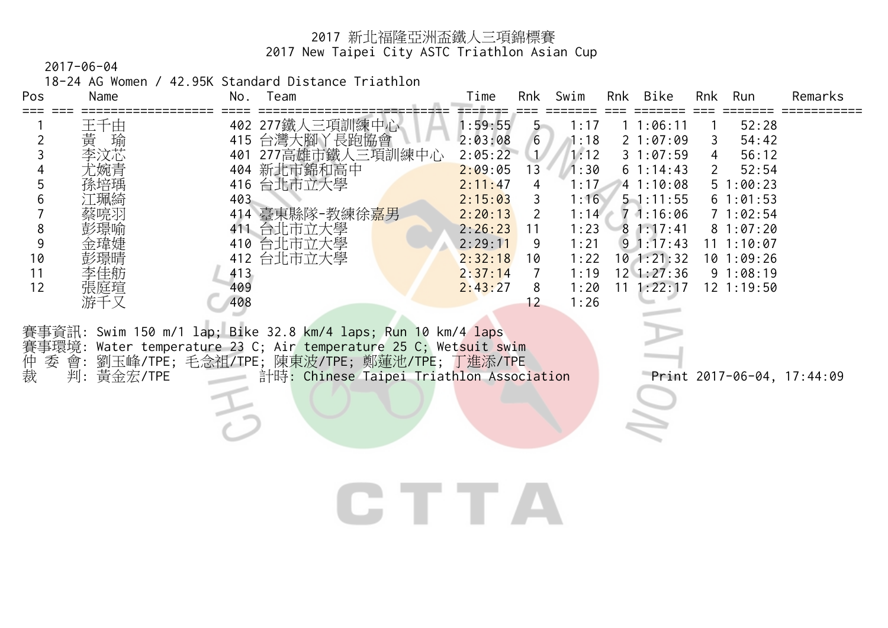# 2017 新北福隆亞洲盃鐵人三項錦標賽
# 2017 New Taipei City ASTC Triathlon Asian Cup

2017-06-04

18-24 AG Women / 42.95K Standard Distance Triathlon

| Pos | Name | No. | Team | Time | Rnk | Swim | Rnk | Bike | Rnk | Run | Remarks |
|---|---|---|---|---|---|---|---|---|---|---|---|
| 1 | 王千由 | 402 | 277鐵人三項訓練中心 | 1:59:55 | 5 | 1:17 | 1 | 1:06:11 | 1 | 52:28 | |
| 2 | 黃　瑜 | 415 | 台灣大腳丫長跑協會 | 2:03:08 | 6 | 1:18 | 2 | 1:07:09 | 3 | 54:42 | |
| 3 | 李汶芯 | 401 | 277高雄市鐵人三項訓練中心 | 2:05:22 | 1 | 1:12 | 3 | 1:07:59 | 4 | 56:12 | |
| 4 | 尤婉青 | 404 | 新北市錦和高中 | 2:09:05 | 13 | 1:30 | 6 | 1:14:43 | 2 | 52:54 | |
| 5 | 孫培瑀 | 416 | 台北市立大學 | 2:11:47 | 4 | 1:17 | 4 | 1:10:08 | 5 | 1:00:23 | |
| 6 | 江珮綺 | 403 | | 2:15:03 | 3 | 1:16 | 5 | 1:11:55 | 6 | 1:01:53 | |
| 7 | 蔡喨羽 | 414 | 臺東縣隊-教練徐嘉男 | 2:20:13 | 2 | 1:14 | 7 | 1:16:06 | 7 | 1:02:54 | |
| 8 | 彭璟喻 | 411 | 台北市立大學 | 2:26:23 | 11 | 1:23 | 8 | 1:17:41 | 8 | 1:07:20 | |
| 9 | 金瑋婕 | 410 | 台北市立大學 | 2:29:11 | 9 | 1:21 | 9 | 1:17:43 | 11 | 1:10:07 | |
| 10 | 彭璟晴 | 412 | 台北市立大學 | 2:32:18 | 10 | 1:22 | 10 | 1:21:32 | 10 | 1:09:26 | |
| 11 | 李佳舫 | 413 | | 2:37:14 | 7 | 1:19 | 12 | 1:27:36 | 9 | 1:08:19 | |
| 12 | 張庭瑄 | 409 | | 2:43:27 | 8 | 1:20 | 11 | 1:22:17 | 12 | 1:19:50 | |
| | 游千又 | 408 | | | 12 | 1:26 | | | | | |

賽事資訊: Swim 150 m/1 lap; Bike 32.8 km/4 laps; Run 10 km/4 laps

賽事環境: Water temperature 23 C; Air temperature 25 C; Wetsuit swim

仲 委 會: 劉玉峰/TPE; 毛念祖/TPE; 陳東波/TPE; 鄭蓮池/TPE; 丁進添/TPE

裁　　判: 黃金宏/TPE　　計時: Chinese Taipei Triathlon Association　　Print 2017-06-04, 17:44:09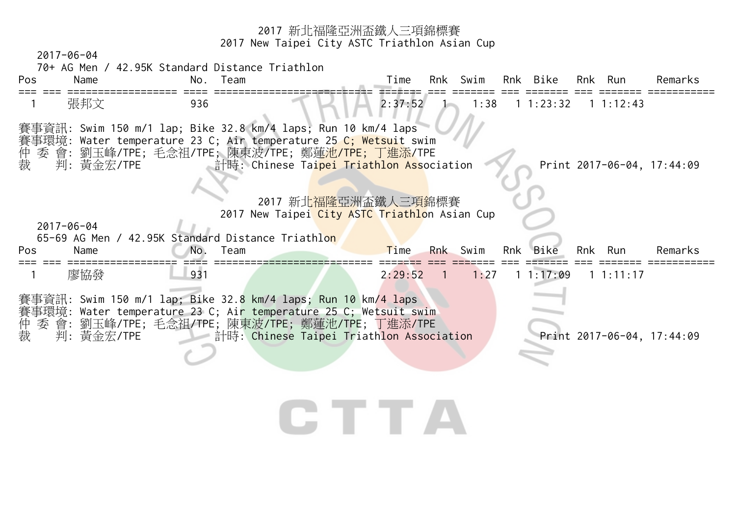# 2017 新北福隆亞洲盃鐵人三項錦標賽
## 2017 New Taipei City ASTC Triathlon Asian Cup

2017-06-04

70+ AG Men / 42.95K Standard Distance Triathlon

| Pos | | Name | No. | Team | Time | Rnk | Swim | Rnk | Bike | Rnk | Run | Remarks |
|---|---|---|---|---|---|---|---|---|---|---|---|---|
| 1 | | 張邦文 | 936 | | 2:37:52 | 1 | 1:38 | 1 | 1:23:32 | 1 | 1:12:43 | |

賽事資訊: Swim 150 m/1 lap; Bike 32.8 km/4 laps; Run 10 km/4 laps
賽事環境: Water temperature 23 C; Air temperature 25 C; Wetsuit swim
仲 委 會: 劉玉峰/TPE; 毛念祖/TPE; 陳東波/TPE; 鄭蓮池/TPE; 丁進添/TPE
裁　 判: 黃金宏/TPE　　計時: Chinese Taipei Triathlon Association　　Print 2017-06-04, 17:44:09

# 2017 新北福隆亞洲盃鐵人三項錦標賽
## 2017 New Taipei City ASTC Triathlon Asian Cup

2017-06-04

65-69 AG Men / 42.95K Standard Distance Triathlon

| Pos | | Name | No. | Team | Time | Rnk | Swim | Rnk | Bike | Rnk | Run | Remarks |
|---|---|---|---|---|---|---|---|---|---|---|---|---|
| 1 | | 廖協發 | 931 | | 2:29:52 | 1 | 1:27 | 1 | 1:17:09 | 1 | 1:11:17 | |

賽事資訊: Swim 150 m/1 lap; Bike 32.8 km/4 laps; Run 10 km/4 laps
賽事環境: Water temperature 23 C; Air temperature 25 C; Wetsuit swim
仲 委 會: 劉玉峰/TPE; 毛念祖/TPE; 陳東波/TPE; 鄭蓮池/TPE; 丁進添/TPE
裁　 判: 黃金宏/TPE　　計時: Chinese Taipei Triathlon Association　　Print 2017-06-04, 17:44:09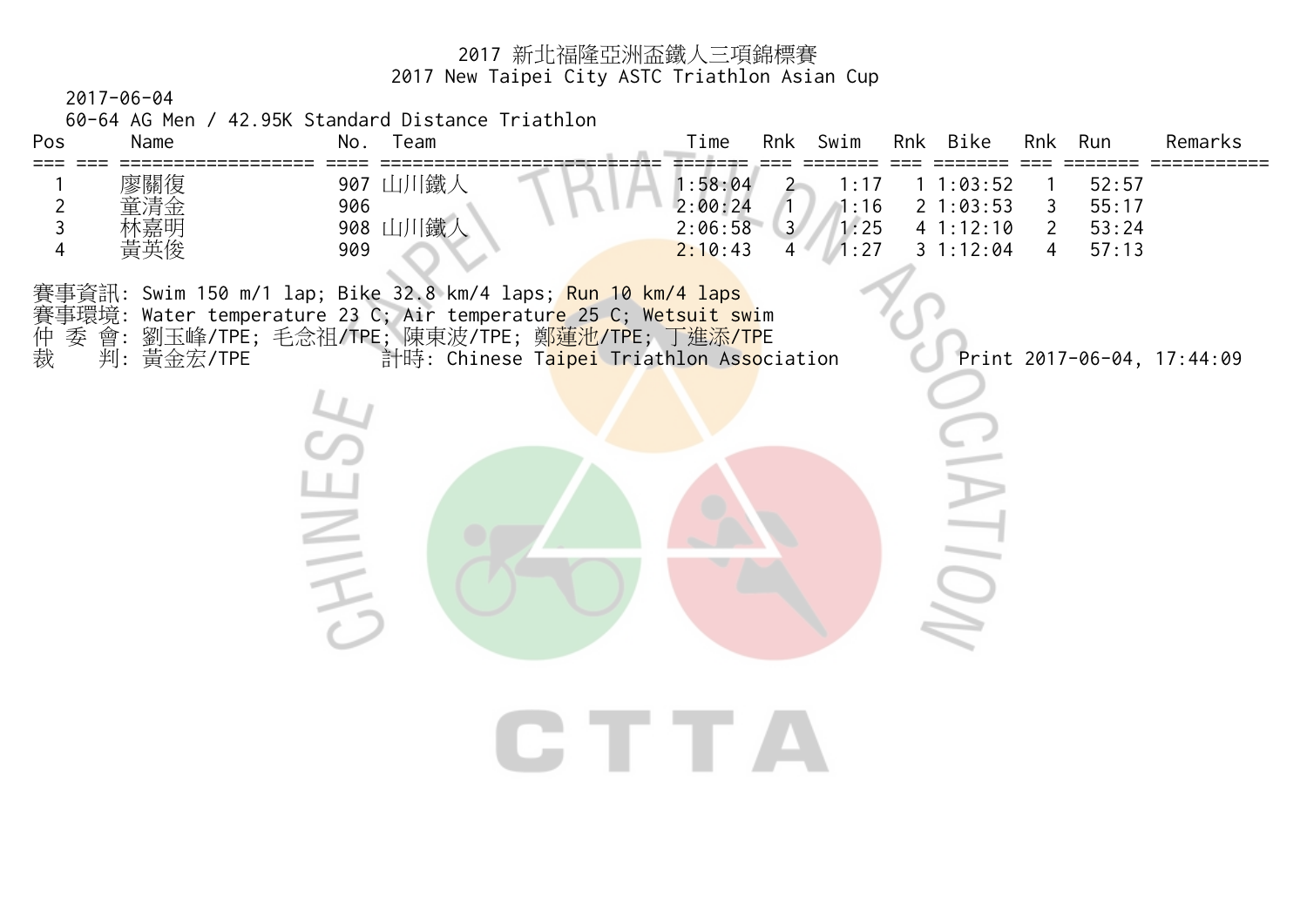# 2017 新北福隆亞洲盃鐵人三項錦標賽
## 2017 New Taipei City ASTC Triathlon Asian Cup

2017-06-04

60-64 AG Men / 42.95K Standard Distance Triathlon

| Pos | Name | No. | Team | Time | Rnk | Swim | Rnk | Bike | Rnk | Run | Remarks |
|---|---|---|---|---|---|---|---|---|---|---|---|
| 1 | 廖關復 | 907 | 山川鐵人 | 1:58:04 | 2 | 1:17 | 1 | 1:03:52 | 1 | 52:57 | |
| 2 | 童清金 | 906 | | 2:00:24 | 1 | 1:16 | 2 | 1:03:53 | 3 | 55:17 | |
| 3 | 林嘉明 | 908 | 山川鐵人 | 2:06:58 | 3 | 1:25 | 4 | 1:12:10 | 2 | 53:24 | |
| 4 | 黃英俊 | 909 | | 2:10:43 | 4 | 1:27 | 3 | 1:12:04 | 4 | 57:13 | |

賽事資訊: Swim 150 m/1 lap; Bike 32.8 km/4 laps; Run 10 km/4 laps
賽事環境: Water temperature 23 C; Air temperature 25 C; Wetsuit swim
仲 委 會: 劉玉峰/TPE; 毛念祖/TPE; 陳東波/TPE; 鄭蓮池/TPE; 丁進添/TPE
裁　　判: 黃金宏/TPE　　計時: Chinese Taipei Triathlon Association　　Print 2017-06-04, 17:44:09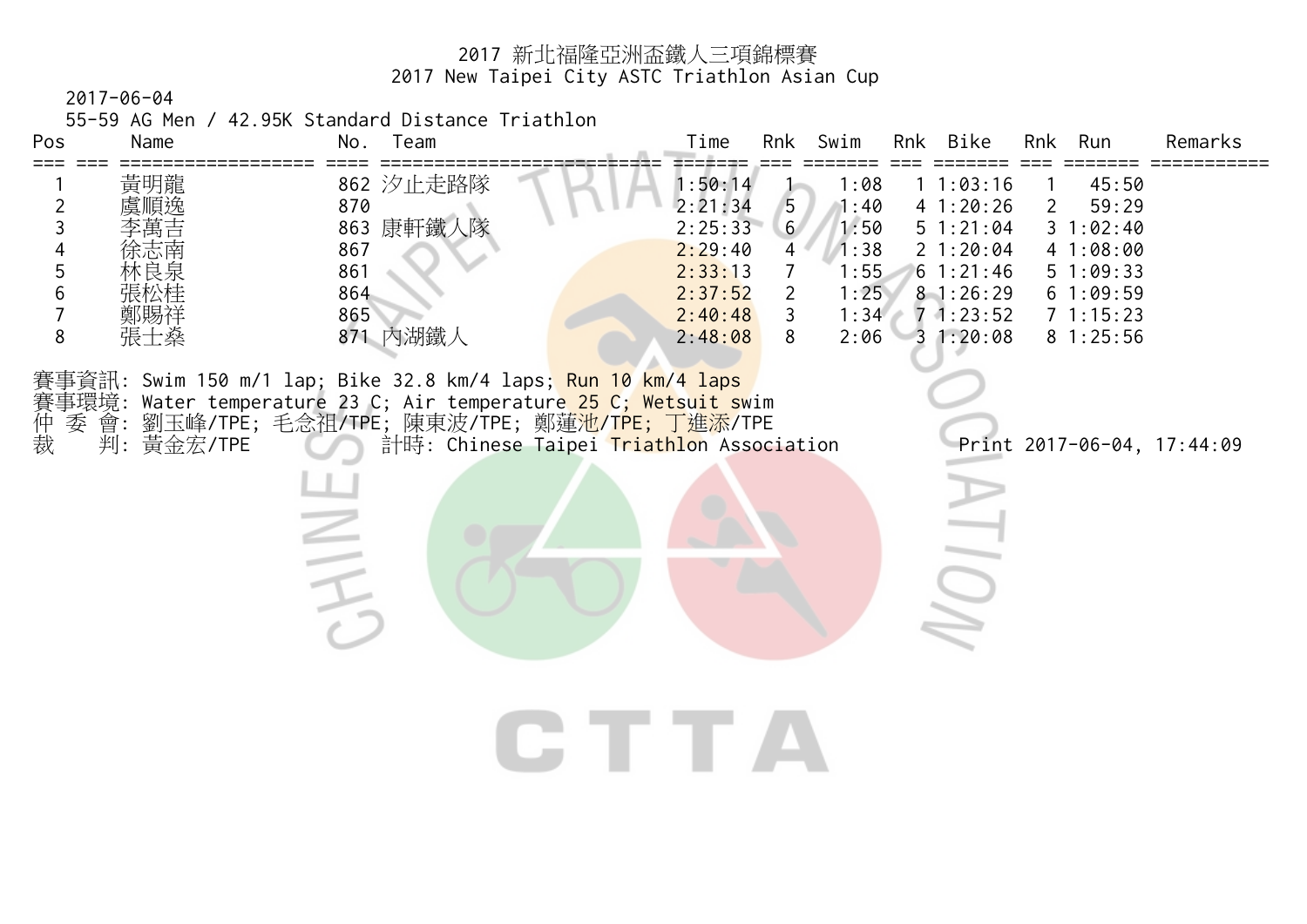# 2017 新北福隆亞洲盃鐵人三項錦標賽
# 2017 New Taipei City ASTC Triathlon Asian Cup

2017-06-04

55-59 AG Men / 42.95K Standard Distance Triathlon

| Pos | Name | No. | Team | Time | Rnk | Swim | Rnk | Bike | Rnk | Run | Remarks |
|---|---|---|---|---|---|---|---|---|---|---|---|
| 1 | 黃明龍 | 862 | 汐止走路隊 | 1:50:14 | 1 | 1:08 | 1 | 1:03:16 | 1 | 45:50 | |
| 2 | 虞順逸 | 870 | | 2:21:34 | 5 | 1:40 | 4 | 1:20:26 | 2 | 59:29 | |
| 3 | 李萬吉 | 863 | 康軒鐵人隊 | 2:25:33 | 6 | 1:50 | 5 | 1:21:04 | 3 | 1:02:40 | |
| 4 | 徐志南 | 867 | | 2:29:40 | 4 | 1:38 | 2 | 1:20:04 | 4 | 1:08:00 | |
| 5 | 林良泉 | 861 | | 2:33:13 | 7 | 1:55 | 6 | 1:21:46 | 5 | 1:09:33 | |
| 6 | 張松桂 | 864 | | 2:37:52 | 2 | 1:25 | 8 | 1:26:29 | 6 | 1:09:59 | |
| 7 | 鄭賜祥 | 865 | | 2:40:48 | 3 | 1:34 | 7 | 1:23:52 | 7 | 1:15:23 | |
| 8 | 張士燊 | 871 | 內湖鐵人 | 2:48:08 | 8 | 2:06 | 3 | 1:20:08 | 8 | 1:25:56 | |

賽事資訊: Swim 150 m/1 lap; Bike 32.8 km/4 laps; Run 10 km/4 laps
賽事環境: Water temperature 23 C; Air temperature 25 C; Wetsuit swim
仲 委 會: 劉玉峰/TPE; 毛念祖/TPE; 陳東波/TPE; 鄭蓮池/TPE; 丁進添/TPE
裁　　判: 黃金宏/TPE　　計時: Chinese Taipei Triathlon Association　　Print 2017-06-04, 17:44:09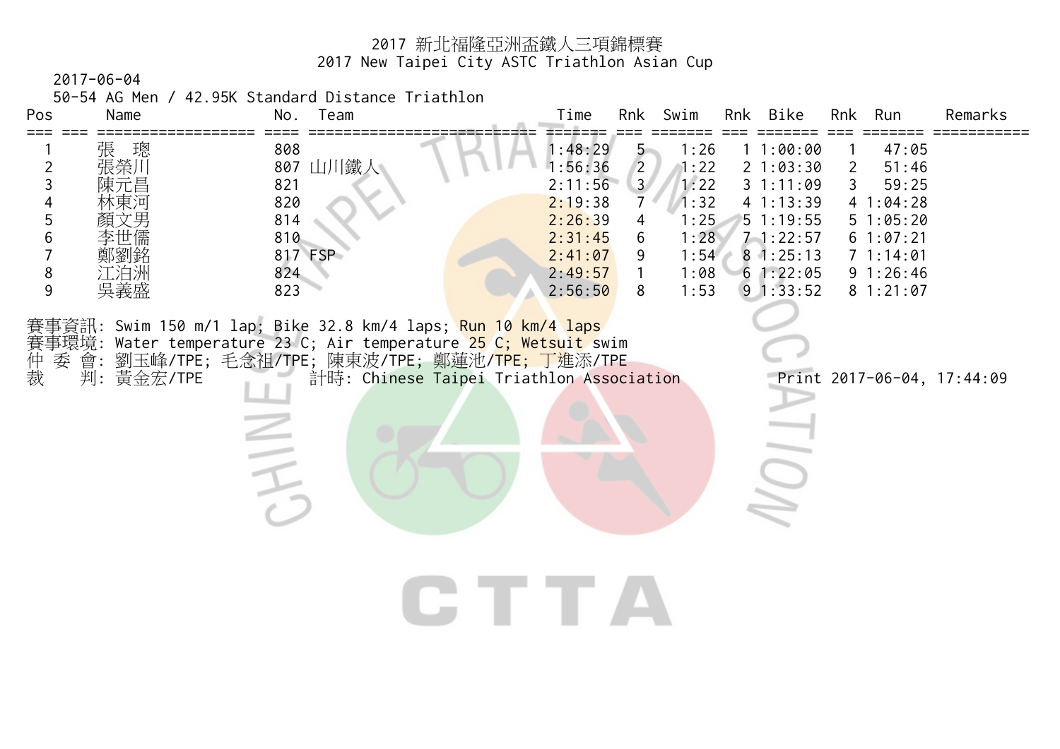# 2017 新北福隆亞洲盃鐵人三項錦標賽
## 2017 New Taipei City ASTC Triathlon Asian Cup

2017-06-04

50-54 AG Men / 42.95K Standard Distance Triathlon

| Pos | Name | No. | Team | Time | Rnk | Swim | Rnk | Bike | Rnk | Run | Remarks |
|---|---|---|---|---|---|---|---|---|---|---|---|
| 1 | 張 璁 | 808 | | 1:48:29 | 5 | 1:26 | 1 | 1:00:00 | 1 | 47:05 | |
| 2 | 張榮川 | 807 | 山川鐵人 | 1:56:36 | 2 | 1:22 | 2 | 1:03:30 | 2 | 51:46 | |
| 3 | 陳元昌 | 821 | | 2:11:56 | 3 | 1:22 | 3 | 1:11:09 | 3 | 59:25 | |
| 4 | 林東河 | 820 | | 2:19:38 | 7 | 1:32 | 4 | 1:13:39 | 4 | 1:04:28 | |
| 5 | 顏文男 | 814 | | 2:26:39 | 4 | 1:25 | 5 | 1:19:55 | 5 | 1:05:20 | |
| 6 | 李世儒 | 810 | | 2:31:45 | 6 | 1:28 | 7 | 1:22:57 | 6 | 1:07:21 | |
| 7 | 鄭劉銘 | 817 | FSP | 2:41:07 | 9 | 1:54 | 8 | 1:25:13 | 7 | 1:14:01 | |
| 8 | 江泊洲 | 824 | | 2:49:57 | 1 | 1:08 | 6 | 1:22:05 | 9 | 1:26:46 | |
| 9 | 吳義盛 | 823 | | 2:56:50 | 8 | 1:53 | 9 | 1:33:52 | 8 | 1:21:07 | |

賽事資訊: Swim 150 m/1 lap; Bike 32.8 km/4 laps; Run 10 km/4 laps
賽事環境: Water temperature 23 C; Air temperature 25 C; Wetsuit swim
仲 委 會: 劉玉峰/TPE; 毛念祖/TPE; 陳東波/TPE; 鄭蓮池/TPE; 丁進添/TPE
裁 判: 黃金宏/TPE 計時: Chinese Taipei Triathlon Association Print 2017-06-04, 17:44:09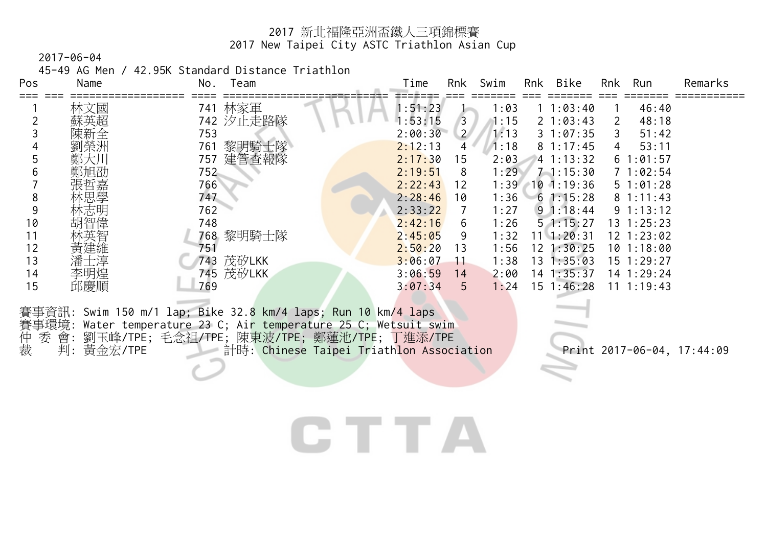# 2017 新北福隆亞洲盃鐵人三項錦標賽
# 2017 New Taipei City ASTC Triathlon Asian Cup

2017-06-04

45-49 AG Men / 42.95K Standard Distance Triathlon

| Pos | Name | No. | Team | Time | Rnk | Swim | Rnk | Bike | Rnk | Run | Remarks |
|---|---|---|---|---|---|---|---|---|---|---|---|
| 1 | 林文國 | 741 | 林家軍 | 1:51:23 | 1 | 1:03 | 1 | 1:03:40 | 1 | 46:40 | |
| 2 | 蘇英超 | 742 | 汐止走路隊 | 1:53:15 | 3 | 1:15 | 2 | 1:03:43 | 2 | 48:18 | |
| 3 | 陳新全 | 753 | | 2:00:30 | 2 | 1:13 | 3 | 1:07:35 | 3 | 51:42 | |
| 4 | 劉榮洲 | 761 | 黎明騎士隊 | 2:12:13 | 4 | 1:18 | 8 | 1:17:45 | 4 | 53:11 | |
| 5 | 鄭大川 | 757 | 建管查報隊 | 2:17:30 | 15 | 2:03 | 4 | 1:13:32 | 6 | 1:01:57 | |
| 6 | 鄭旭劭 | 752 | | 2:19:51 | 8 | 1:29 | 7 | 1:15:30 | 7 | 1:02:54 | |
| 7 | 張哲嘉 | 766 | | 2:22:43 | 12 | 1:39 | 10 | 1:19:36 | 5 | 1:01:28 | |
| 8 | 林思學 | 747 | | 2:28:46 | 10 | 1:36 | 6 | 1:15:28 | 8 | 1:11:43 | |
| 9 | 林志明 | 762 | | 2:33:22 | 7 | 1:27 | 9 | 1:18:44 | 9 | 1:13:12 | |
| 10 | 胡智偉 | 748 | | 2:42:16 | 6 | 1:26 | 5 | 1:15:27 | 13 | 1:25:23 | |
| 11 | 林英智 | 768 | 黎明騎士隊 | 2:45:05 | 9 | 1:32 | 11 | 1:20:31 | 12 | 1:23:02 | |
| 12 | 黃建維 | 751 | | 2:50:20 | 13 | 1:56 | 12 | 1:30:25 | 10 | 1:18:00 | |
| 13 | 潘士淳 | 743 | 茂矽LKK | 3:06:07 | 11 | 1:38 | 13 | 1:35:03 | 15 | 1:29:27 | |
| 14 | 李明煌 | 745 | 茂矽LKK | 3:06:59 | 14 | 2:00 | 14 | 1:35:37 | 14 | 1:29:24 | |
| 15 | 邱慶順 | 769 | | 3:07:34 | 5 | 1:24 | 15 | 1:46:28 | 11 | 1:19:43 | |

賽事資訊: Swim 150 m/1 lap; Bike 32.8 km/4 laps; Run 10 km/4 laps
賽事環境: Water temperature 23 C; Air temperature 25 C; Wetsuit swim
仲 委 會: 劉玉峰/TPE; 毛念祖/TPE; 陳東波/TPE; 鄭蓮池/TPE; 丁進添/TPE
裁　　判: 黃金宏/TPE　　計時: Chinese Taipei Triathlon Association　　Print 2017-06-04, 17:44:09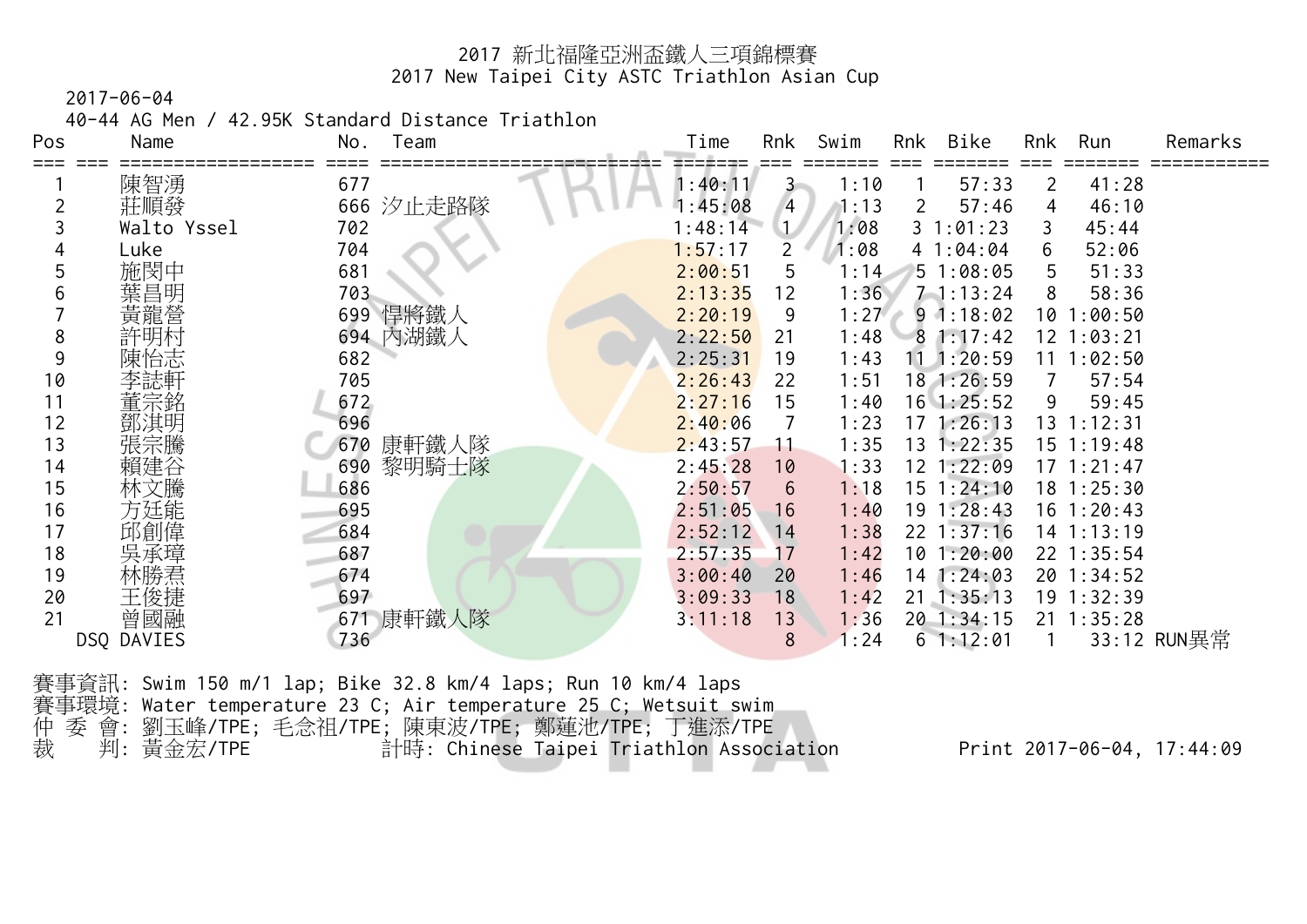# 2017 新北福隆亞洲盃鐵人三項錦標賽
# 2017 New Taipei City ASTC Triathlon Asian Cup

2017-06-04

40-44 AG Men / 42.95K Standard Distance Triathlon

| Pos | | Name | No. | Team | Time | Rnk | Swim | Rnk | Bike | Rnk | Run | Remarks |
|---|---|---|---|---|---|---|---|---|---|---|---|---|
| 1 | | 陳智湧 | 677 | | 1:40:11 | 3 | 1:10 | 1 | 57:33 | 2 | 41:28 | |
| 2 | | 莊順發 | 666 | 汐止走路隊 | 1:45:08 | 4 | 1:13 | 2 | 57:46 | 4 | 46:10 | |
| 3 | | Walto Yssel | 702 | | 1:48:14 | 1 | 1:08 | 3 | 1:01:23 | 3 | 45:44 | |
| 4 | | Luke | 704 | | 1:57:17 | 2 | 1:08 | 4 | 1:04:04 | 6 | 52:06 | |
| 5 | | 施閔中 | 681 | | 2:00:51 | 5 | 1:14 | 5 | 1:08:05 | 5 | 51:33 | |
| 6 | | 葉昌明 | 703 | | 2:13:35 | 12 | 1:36 | 7 | 1:13:24 | 8 | 58:36 | |
| 7 | | 黃龍營 | 699 | 悍將鐵人 | 2:20:19 | 9 | 1:27 | 9 | 1:18:02 | 10 | 1:00:50 | |
| 8 | | 許明村 | 694 | 內湖鐵人 | 2:22:50 | 21 | 1:48 | 8 | 1:17:42 | 12 | 1:03:21 | |
| 9 | | 陳怡志 | 682 | | 2:25:31 | 19 | 1:43 | 11 | 1:20:59 | 11 | 1:02:50 | |
| 10 | | 李誌軒 | 705 | | 2:26:43 | 22 | 1:51 | 18 | 1:26:59 | 7 | 57:54 | |
| 11 | | 董宗銘 | 672 | | 2:27:16 | 15 | 1:40 | 16 | 1:25:52 | 9 | 59:45 | |
| 12 | | 鄧淇明 | 696 | | 2:40:06 | 7 | 1:23 | 17 | 1:26:13 | 13 | 1:12:31 | |
| 13 | | 張宗騰 | 670 | 康軒鐵人隊 | 2:43:57 | 11 | 1:35 | 13 | 1:22:35 | 15 | 1:19:48 | |
| 14 | | 賴建谷 | 690 | 黎明騎士隊 | 2:45:28 | 10 | 1:33 | 12 | 1:22:09 | 17 | 1:21:47 | |
| 15 | | 林文騰 | 686 | | 2:50:57 | 6 | 1:18 | 15 | 1:24:10 | 18 | 1:25:30 | |
| 16 | | 方廷能 | 695 | | 2:51:05 | 16 | 1:40 | 19 | 1:28:43 | 16 | 1:20:43 | |
| 17 | | 邱創偉 | 684 | | 2:52:12 | 14 | 1:38 | 22 | 1:37:16 | 14 | 1:13:19 | |
| 18 | | 吳承璋 | 687 | | 2:57:35 | 17 | 1:42 | 10 | 1:20:00 | 22 | 1:35:54 | |
| 19 | | 林勝焄 | 674 | | 3:00:40 | 20 | 1:46 | 14 | 1:24:03 | 20 | 1:34:52 | |
| 20 | | 王俊捷 | 697 | | 3:09:33 | 18 | 1:42 | 21 | 1:35:13 | 19 | 1:32:39 | |
| 21 | | 曾國融 | 671 | 康軒鐵人隊 | 3:11:18 | 13 | 1:36 | 20 | 1:34:15 | 21 | 1:35:28 | |
| | DSQ | DAVIES | 736 | | | 8 | 1:24 | 6 | 1:12:01 | 1 | 33:12 | RUN異常 |

賽事資訊: Swim 150 m/1 lap; Bike 32.8 km/4 laps; Run 10 km/4 laps

賽事環境: Water temperature 23 C; Air temperature 25 C; Wetsuit swim

仲 委 會: 劉玉峰/TPE; 毛念祖/TPE; 陳東波/TPE; 鄭蓮池/TPE; 丁進添/TPE

裁　 判: 黃金宏/TPE　　計時: Chinese Taipei Triathlon Association　　Print 2017-06-04, 17:44:09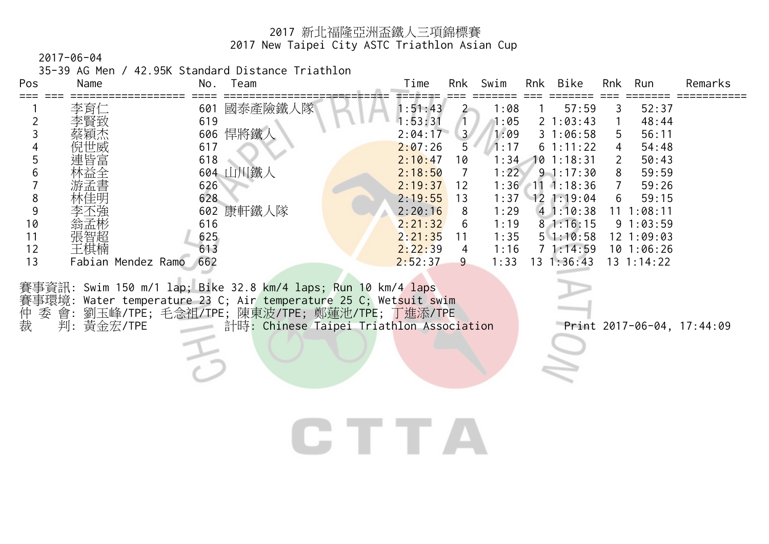# 2017 新北福隆亞洲盃鐵人三項錦標賽
# 2017 New Taipei City ASTC Triathlon Asian Cup

2017-06-04

35-39 AG Men / 42.95K Standard Distance Triathlon

| Pos | Name | No. | Team | Time | Rnk | Swim | Rnk | Bike | Rnk | Run | Remarks |
|---|---|---|---|---|---|---|---|---|---|---|---|
| 1 | 李育仁 | 601 | 國泰產險鐵人隊 | 1:51:43 | 2 | 1:08 | 1 | 57:59 | 3 | 52:37 | |
| 2 | 李賢致 | 619 | | 1:53:31 | 1 | 1:05 | 2 | 1:03:43 | 1 | 48:44 | |
| 3 | 蔡穎杰 | 606 | 悍將鐵人 | 2:04:17 | 3 | 1:09 | 3 | 1:06:58 | 5 | 56:11 | |
| 4 | 倪世威 | 617 | | 2:07:26 | 5 | 1:17 | 6 | 1:11:22 | 4 | 54:48 | |
| 5 | 連皆富 | 618 | | 2:10:47 | 10 | 1:34 | 10 | 1:18:31 | 2 | 50:43 | |
| 6 | 林益全 | 604 | 山川鐵人 | 2:18:50 | 7 | 1:22 | 9 | 1:17:30 | 8 | 59:59 | |
| 7 | 游孟書 | 626 | | 2:19:37 | 12 | 1:36 | 11 | 1:18:36 | 7 | 59:26 | |
| 8 | 林佳明 | 628 | | 2:19:55 | 13 | 1:37 | 12 | 1:19:04 | 6 | 59:15 | |
| 9 | 李丕強 | 602 | 康軒鐵人隊 | 2:20:16 | 8 | 1:29 | 4 | 1:10:38 | 11 | 1:08:11 | |
| 10 | 翁孟彬 | 616 | | 2:21:32 | 6 | 1:19 | 8 | 1:16:15 | 9 | 1:03:59 | |
| 11 | 張智超 | 625 | | 2:21:35 | 11 | 1:35 | 5 | 1:10:58 | 12 | 1:09:03 | |
| 12 | 王棋楠 | 613 | | 2:22:39 | 4 | 1:16 | 7 | 1:14:59 | 10 | 1:06:26 | |
| 13 | Fabian Mendez Ramo | 662 | | 2:52:37 | 9 | 1:33 | 13 | 1:36:43 | 13 | 1:14:22 | |

賽事資訊: Swim 150 m/1 lap; Bike 32.8 km/4 laps; Run 10 km/4 laps

賽事環境: Water temperature 23 C; Air temperature 25 C; Wetsuit swim

仲 委 會: 劉玉峰/TPE; 毛念祖/TPE; 陳東波/TPE; 鄭蓮池/TPE; 丁進添/TPE

裁　　判: 黃金宏/TPE　　計時: Chinese Taipei Triathlon Association　　Print 2017-06-04, 17:44:09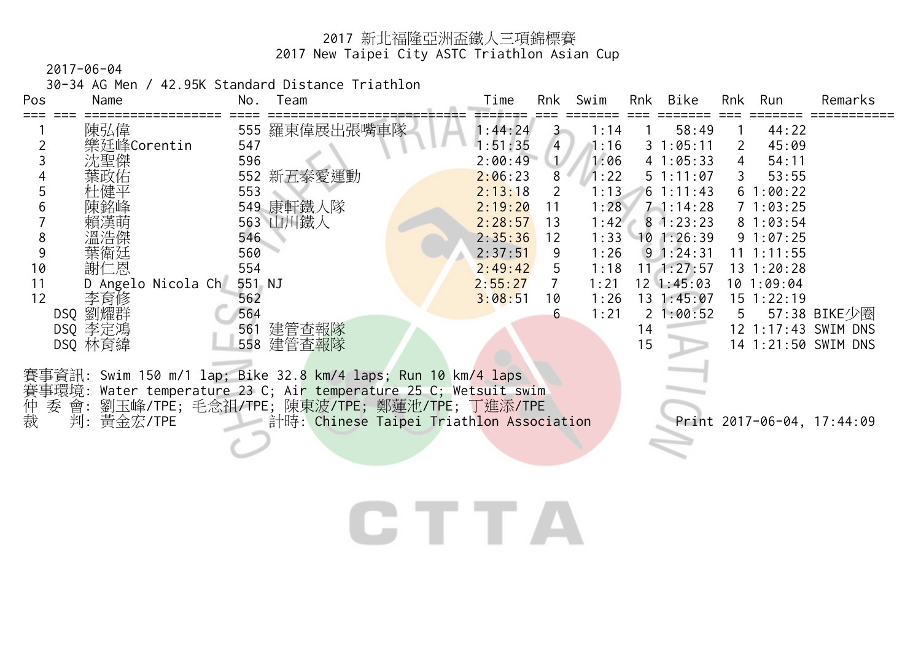# 2017 新北福隆亞洲盃鐵人三項錦標賽
# 2017 New Taipei City ASTC Triathlon Asian Cup

2017-06-04

30-34 AG Men / 42.95K Standard Distance Triathlon

| Pos | | Name | No. | Team | Time | Rnk | Swim | Rnk | Bike | Rnk | Run | Remarks |
|---|---|---|---|---|---|---|---|---|---|---|---|---|
| 1 | | 陳弘偉 | 555 | 羅東偉展出張嘴車隊 | 1:44:24 | 3 | 1:14 | 1 | 58:49 | 1 | 44:22 | |
| 2 | | 樂廷峰Corentin | 547 | | 1:51:35 | 4 | 1:16 | 3 | 1:05:11 | 2 | 45:09 | |
| 3 | | 沈聖傑 | 596 | | 2:00:49 | 1 | 1:06 | 4 | 1:05:33 | 4 | 54:11 | |
| 4 | | 葉政佑 | 552 | 新五泰愛運動 | 2:06:23 | 8 | 1:22 | 5 | 1:11:07 | 3 | 53:55 | |
| 5 | | 杜健平 | 553 | | 2:13:18 | 2 | 1:13 | 6 | 1:11:43 | 6 | 1:00:22 | |
| 6 | | 陳銘峰 | 549 | 康軒鐵人隊 | 2:19:20 | 11 | 1:28 | 7 | 1:14:28 | 7 | 1:03:25 | |
| 7 | | 賴漢萌 | 563 | 山川鐵人 | 2:28:57 | 13 | 1:42 | 8 | 1:23:23 | 8 | 1:03:54 | |
| 8 | | 溫浩傑 | 546 | | 2:35:36 | 12 | 1:33 | 10 | 1:26:39 | 9 | 1:07:25 | |
| 9 | | 葉衛廷 | 560 | | 2:37:51 | 9 | 1:26 | 9 | 1:24:31 | 11 | 1:11:55 | |
| 10 | | 謝仁恩 | 554 | | 2:49:42 | 5 | 1:18 | 11 | 1:27:57 | 13 | 1:20:28 | |
| 11 | | D Angelo Nicola Ch | 551 | NJ | 2:55:27 | 7 | 1:21 | 12 | 1:45:03 | 10 | 1:09:04 | |
| 12 | | 李育修 | 562 | | 3:08:51 | 10 | 1:26 | 13 | 1:45:07 | 15 | 1:22:19 | |
| | DSQ | 劉耀群 | 564 | | | 6 | 1:21 | 2 | 1:00:52 | 5 | 57:38 | BIKE少圈 |
| | DSQ | 李定鴻 | 561 | 建管查報隊 | | | | 14 | | 12 | 1:17:43 | SWIM DNS |
| | DSQ | 林育緯 | 558 | 建管查報隊 | | | | 15 | | 14 | 1:21:50 | SWIM DNS |

賽事資訊: Swim 150 m/1 lap; Bike 32.8 km/4 laps; Run 10 km/4 laps

賽事環境: Water temperature 23 C; Air temperature 25 C; Wetsuit swim

仲 委 會: 劉玉峰/TPE; 毛念祖/TPE; 陳東波/TPE; 鄭蓮池/TPE; 丁進添/TPE

裁 判: 黃金宏/TPE 計時: Chinese Taipei Triathlon Association

Print 2017-06-04, 17:44:09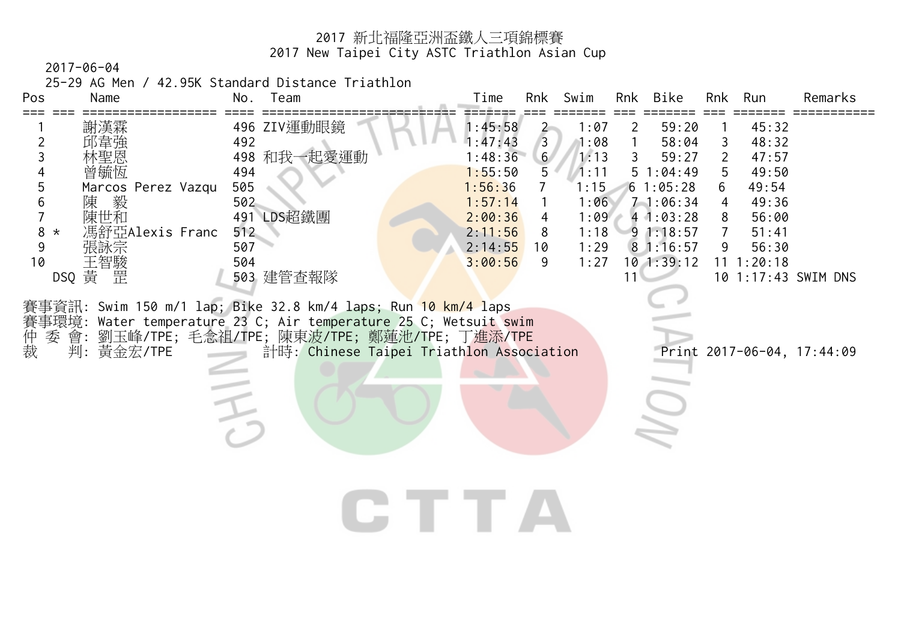# 2017 新北福隆亞洲盃鐵人三項錦標賽
# 2017 New Taipei City ASTC Triathlon Asian Cup

2017-06-04

25-29 AG Men / 42.95K Standard Distance Triathlon

| Pos | | Name | No. | Team | Time | Rnk | Swim | Rnk | Bike | Rnk | Run | Remarks |
|---|---|---|---|---|---|---|---|---|---|---|---|---|
| 1 | | 謝漢霖 | 496 | ZIV運動眼鏡 | 1:45:58 | 2 | 1:07 | 2 | 59:20 | 1 | 45:32 | |
| 2 | | 邱韋強 | 492 | | 1:47:43 | 3 | 1:08 | 1 | 58:04 | 3 | 48:32 | |
| 3 | | 林聖恩 | 498 | 和我一起愛運動 | 1:48:36 | 6 | 1:13 | 3 | 59:27 | 2 | 47:57 | |
| 4 | | 曾毓恆 | 494 | | 1:55:50 | 5 | 1:11 | 5 | 1:04:49 | 5 | 49:50 | |
| 5 | | Marcos Perez Vazqu | 505 | | 1:56:36 | 7 | 1:15 | 6 | 1:05:28 | 6 | 49:54 | |
| 6 | | 陳　毅 | 502 | | 1:57:14 | 1 | 1:06 | 7 | 1:06:34 | 4 | 49:36 | |
| 7 | | 陳世和 | 491 | LDS超鐵團 | 2:00:36 | 4 | 1:09 | 4 | 1:03:28 | 8 | 56:00 | |
| 8 | * | 馮舒亞Alexis Franc | 512 | | 2:11:56 | 8 | 1:18 | 9 | 1:18:57 | 7 | 51:41 | |
| 9 | | 張詠宗 | 507 | | 2:14:55 | 10 | 1:29 | 8 | 1:16:57 | 9 | 56:30 | |
| 10 | | 王智駿 | 504 | | 3:00:56 | 9 | 1:27 | 10 | 1:39:12 | 11 | 1:20:18 | |
| | DSQ | 黃　罡 | 503 | 建管查報隊 | | | | 11 | | 10 | 1:17:43 | SWIM DNS |

賽事資訊: Swim 150 m/1 lap; Bike 32.8 km/4 laps; Run 10 km/4 laps

賽事環境: Water temperature 23 C; Air temperature 25 C; Wetsuit swim

仲 委 會: 劉玉峰/TPE; 毛念祖/TPE; 陳東波/TPE; 鄭蓮池/TPE; 丁進添/TPE

裁　　判: 黃金宏/TPE　　計時: Chinese Taipei Triathlon Association　　Print 2017-06-04, 17:44:09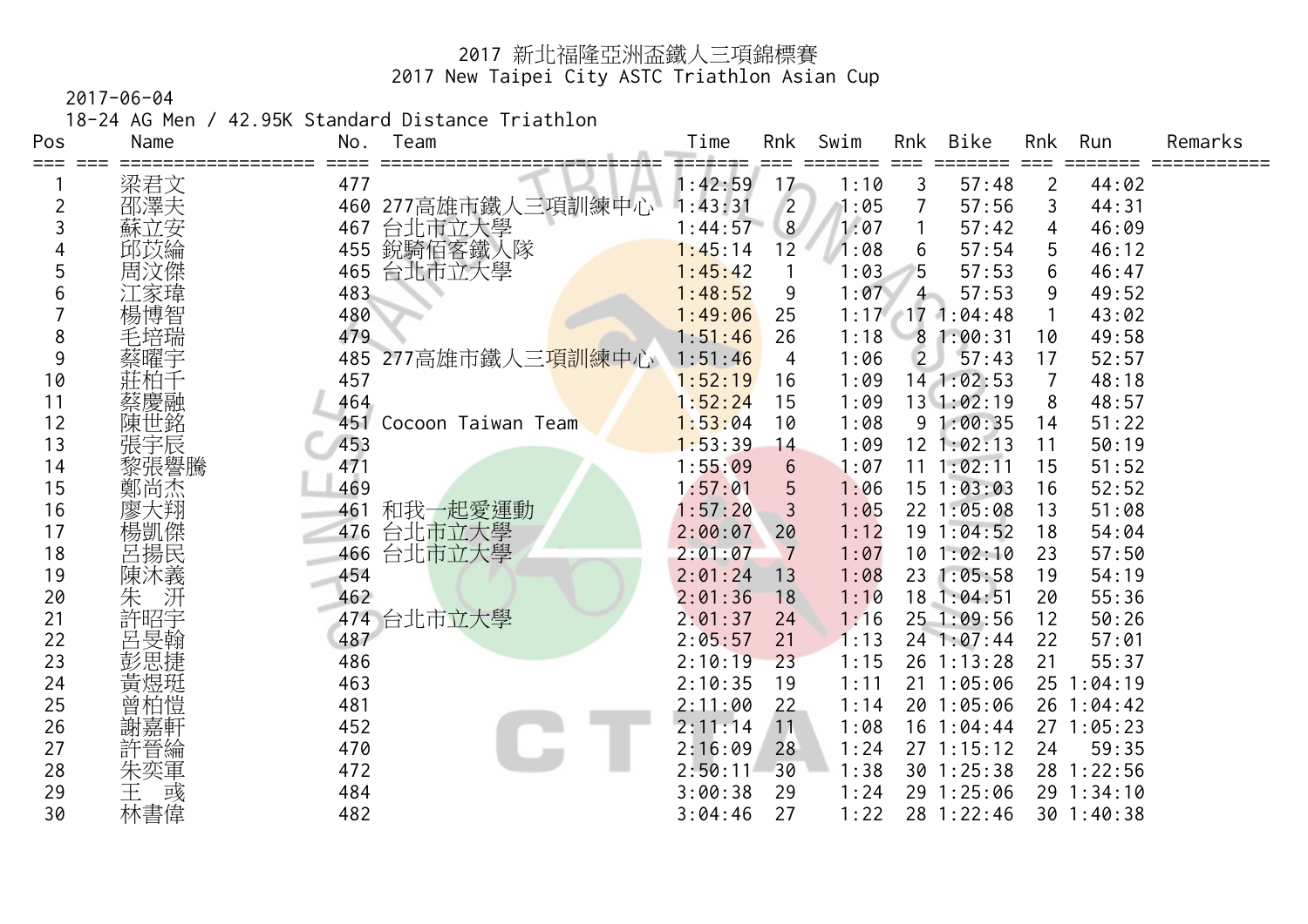# 2017 新北福隆亞洲盃鐵人三項錦標賽
# 2017 New Taipei City ASTC Triathlon Asian Cup

2017-06-04

18-24 AG Men / 42.95K Standard Distance Triathlon

| Pos | Name | No. | Team | Time | Rnk | Swim | Rnk | Bike | Rnk | Run | Remarks |
|---|---|---|---|---|---|---|---|---|---|---|---|
| 1 | 梁君文 | 477 | | 1:42:59 | 17 | 1:10 | 3 | 57:48 | 2 | 44:02 | |
| 2 | 邵澤夫 | 460 | 277高雄市鐵人三項訓練中心 | 1:43:31 | 2 | 1:05 | 7 | 57:56 | 3 | 44:31 | |
| 3 | 蘇立安 | 467 | 台北市立大學 | 1:44:57 | 8 | 1:07 | 1 | 57:42 | 4 | 46:09 | |
| 4 | 邱苡綸 | 455 | 銳騎佰客鐵人隊 | 1:45:14 | 12 | 1:08 | 6 | 57:54 | 5 | 46:12 | |
| 5 | 周汶傑 | 465 | 台北市立大學 | 1:45:42 | 1 | 1:03 | 5 | 57:53 | 6 | 46:47 | |
| 6 | 江家瑋 | 483 | | 1:48:52 | 9 | 1:07 | 4 | 57:53 | 9 | 49:52 | |
| 7 | 楊博智 | 480 | | 1:49:06 | 25 | 1:17 | 17 | 1:04:48 | 1 | 43:02 | |
| 8 | 毛培瑞 | 479 | | 1:51:46 | 26 | 1:18 | 8 | 1:00:31 | 10 | 49:58 | |
| 9 | 蔡曜宇 | 485 | 277高雄市鐵人三項訓練中心 | 1:51:46 | 4 | 1:06 | 2 | 57:43 | 17 | 52:57 | |
| 10 | 莊柏千 | 457 | | 1:52:19 | 16 | 1:09 | 14 | 1:02:53 | 7 | 48:18 | |
| 11 | 蔡慶融 | 464 | | 1:52:24 | 15 | 1:09 | 13 | 1:02:19 | 8 | 48:57 | |
| 12 | 陳世銘 | 451 | Cocoon Taiwan Team | 1:53:04 | 10 | 1:08 | 9 | 1:00:35 | 14 | 51:22 | |
| 13 | 張宇辰 | 453 | | 1:53:39 | 14 | 1:09 | 12 | 1:02:13 | 11 | 50:19 | |
| 14 | 黎張譽騰 | 471 | | 1:55:09 | 6 | 1:07 | 11 | 1:02:11 | 15 | 51:52 | |
| 15 | 鄭尚杰 | 469 | | 1:57:01 | 5 | 1:06 | 15 | 1:03:03 | 16 | 52:52 | |
| 16 | 廖大翔 | 461 | 和我一起愛運動 | 1:57:20 | 3 | 1:05 | 22 | 1:05:08 | 13 | 51:08 | |
| 17 | 楊凱傑 | 476 | 台北市立大學 | 2:00:07 | 20 | 1:12 | 19 | 1:04:52 | 18 | 54:04 | |
| 18 | 呂揚民 | 466 | 台北市立大學 | 2:01:07 | 7 | 1:07 | 10 | 1:02:10 | 23 | 57:50 | |
| 19 | 陳沐義 | 454 | | 2:01:24 | 13 | 1:08 | 23 | 1:05:58 | 19 | 54:19 | |
| 20 | 朱 汧 | 462 | | 2:01:36 | 18 | 1:10 | 18 | 1:04:51 | 20 | 55:36 | |
| 21 | 許昭宇 | 474 | 台北市立大學 | 2:01:37 | 24 | 1:16 | 25 | 1:09:56 | 12 | 50:26 | |
| 22 | 呂旻翰 | 487 | | 2:05:57 | 21 | 1:13 | 24 | 1:07:44 | 22 | 57:01 | |
| 23 | 彭思捷 | 486 | | 2:10:19 | 23 | 1:15 | 26 | 1:13:28 | 21 | 55:37 | |
| 24 | 黃煜珽 | 463 | | 2:10:35 | 19 | 1:11 | 21 | 1:05:06 | 25 | 1:04:19 | |
| 25 | 曾柏愷 | 481 | | 2:11:00 | 22 | 1:14 | 20 | 1:05:06 | 26 | 1:04:42 | |
| 26 | 謝嘉軒 | 452 | | 2:11:14 | 11 | 1:08 | 16 | 1:04:44 | 27 | 1:05:23 | |
| 27 | 許晉綸 | 470 | | 2:16:09 | 28 | 1:24 | 27 | 1:15:12 | 24 | 59:35 | |
| 28 | 朱奕軍 | 472 | | 2:50:11 | 30 | 1:38 | 30 | 1:25:38 | 28 | 1:22:56 | |
| 29 | 王 彧 | 484 | | 3:00:38 | 29 | 1:24 | 29 | 1:25:06 | 29 | 1:34:10 | |
| 30 | 林書偉 | 482 | | 3:04:46 | 27 | 1:22 | 28 | 1:22:46 | 30 | 1:40:38 | |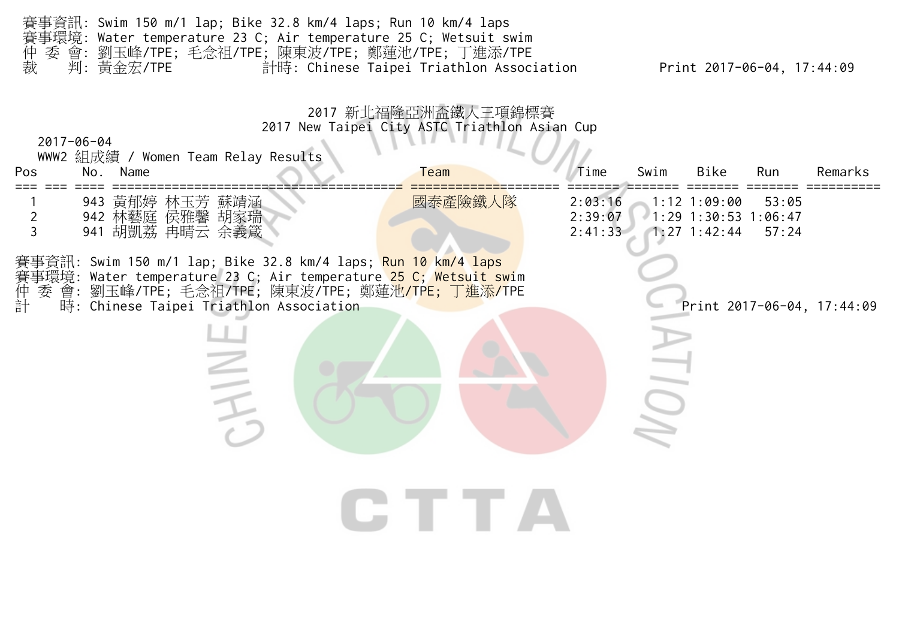賽事資訊: Swim 150 m/1 lap; Bike 32.8 km/4 laps; Run 10 km/4 laps
賽事環境: Water temperature 23 C; Air temperature 25 C; Wetsuit swim
仲 委 會: 劉玉峰/TPE; 毛念祖/TPE; 陳東波/TPE; 鄭蓮池/TPE; 丁進添/TPE
裁　　判: 黃金宏/TPE　　計時: Chinese Taipei Triathlon Association　　Print 2017-06-04, 17:44:09

# 2017 新北福隆亞洲盃鐵人三項錦標賽
# 2017 New Taipei City ASTC Triathlon Asian Cup

2017-06-04
WWW2 組成績 / Women Team Relay Results

| Pos | No. | Name | Team | Time | Swim | Bike | Run | Remarks |
|---|---|---|---|---|---|---|---|---|
| 1 | 943 | 黃郁婷 林玉芳 蘇靖涵 | 國泰產險鐵人隊 | 2:03:16 | 1:12 | 1:09:00 | 53:05 | |
| 2 | 942 | 林藝庭 侯雅馨 胡家瑞 | | 2:39:07 | 1:29 | 1:30:53 | 1:06:47 | |
| 3 | 941 | 胡凱荔 冉晴云 余義箴 | | 2:41:33 | 1:27 | 1:42:44 | 57:24 | |

賽事資訊: Swim 150 m/1 lap; Bike 32.8 km/4 laps; Run 10 km/4 laps
賽事環境: Water temperature 23 C; Air temperature 25 C; Wetsuit swim
仲 委 會: 劉玉峰/TPE; 毛念祖/TPE; 陳東波/TPE; 鄭蓮池/TPE; 丁進添/TPE
計　　時: Chinese Taipei Triathlon Association　　Print 2017-06-04, 17:44:09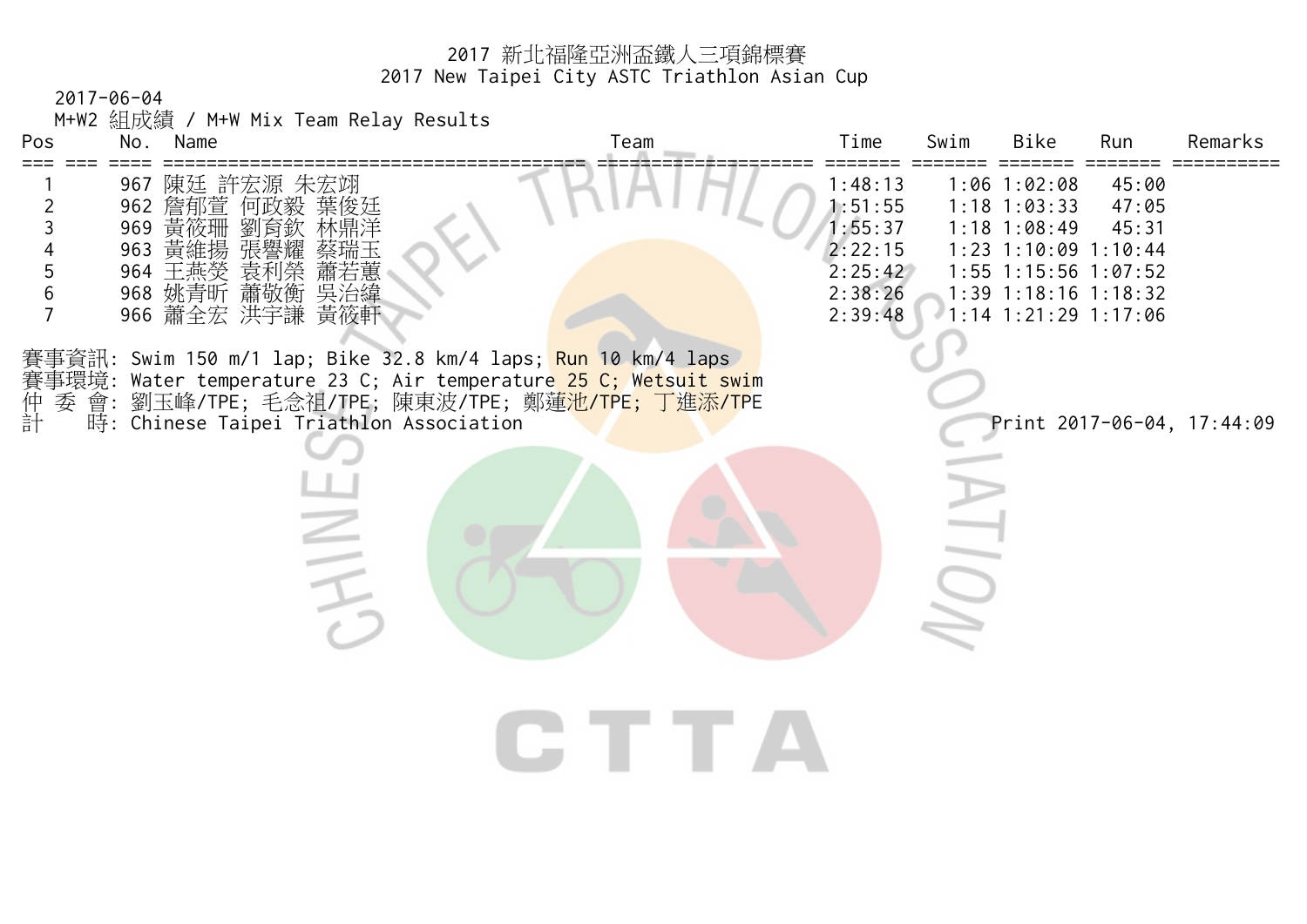# 2017 新北福隆亞洲盃鐵人三項錦標賽
## 2017 New Taipei City ASTC Triathlon Asian Cup

2017-06-04

M+W2 組成績 / M+W Mix Team Relay Results

| Pos | | No. | Name | Team | Time | Swim | Bike | Run | Remarks |
|---|---|---|---|---|---|---|---|---|---|
| 1 | | 967 | 陳廷 許宏源 朱宏翊 | | 1:48:13 | 1:06 | 1:02:08 | 45:00 | |
| 2 | | 962 | 詹郁萱 何政毅 葉俊廷 | | 1:51:55 | 1:18 | 1:03:33 | 47:05 | |
| 3 | | 969 | 黃筱珊 劉育欽 林鼎洋 | | 1:55:37 | 1:18 | 1:08:49 | 45:31 | |
| 4 | | 963 | 黃維揚 張譽耀 蔡瑞玉 | | 2:22:15 | 1:23 | 1:10:09 | 1:10:44 | |
| 5 | | 964 | 王燕熒 袁利榮 蕭若蕙 | | 2:25:42 | 1:55 | 1:15:56 | 1:07:52 | |
| 6 | | 968 | 姚青昕 蕭敬衡 吳治緯 | | 2:38:26 | 1:39 | 1:18:16 | 1:18:32 | |
| 7 | | 966 | 蕭全宏 洪宇謙 黃筱軒 | | 2:39:48 | 1:14 | 1:21:29 | 1:17:06 | |

賽事資訊: Swim 150 m/1 lap; Bike 32.8 km/4 laps; Run 10 km/4 laps
賽事環境: Water temperature 23 C; Air temperature 25 C; Wetsuit swim
仲 委 會: 劉玉峰/TPE; 毛念祖/TPE; 陳東波/TPE; 鄭蓮池/TPE; 丁進添/TPE
計　　時: Chinese Taipei Triathlon Association

Print 2017-06-04, 17:44:09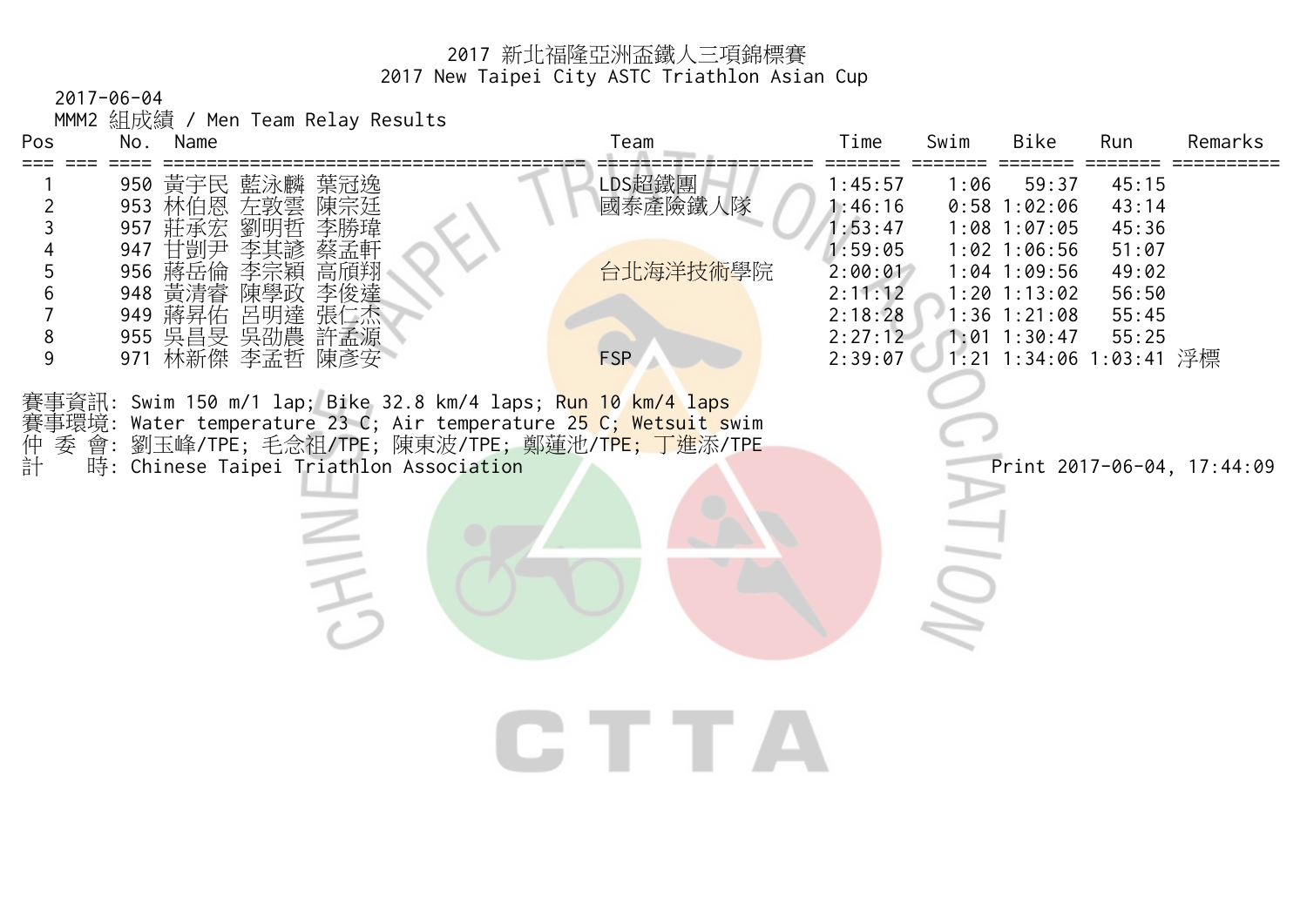# 2017 新北福隆亞洲盃鐵人三項錦標賽
# 2017 New Taipei City ASTC Triathlon Asian Cup

2017-06-04

MMM2 組成績 / Men Team Relay Results

| Pos | No. | Name | Team | Time | Swim | Bike | Run | Remarks |
|---|---|---|---|---|---|---|---|---|
| 1 | 950 | 黃宇民 藍泳麟 葉冠逸 | LDS超鐵團 | 1:45:57 | 1:06 | 59:37 | 45:15 | |
| 2 | 953 | 林伯恩 左敦雲 陳宗廷 | 國泰產險鐵人隊 | 1:46:16 | 0:58 | 1:02:06 | 43:14 | |
| 3 | 957 | 莊承宏 劉明哲 李勝瑋 | | 1:53:47 | 1:08 | 1:07:05 | 45:36 | |
| 4 | 947 | 甘剴尹 李其諺 蔡孟軒 | | 1:59:05 | 1:02 | 1:06:56 | 51:07 | |
| 5 | 956 | 蔣岳倫 李宗穎 高頎翔 | 台北海洋技術學院 | 2:00:01 | 1:04 | 1:09:56 | 49:02 | |
| 6 | 948 | 黃清睿 陳學政 李俊達 | | 2:11:12 | 1:20 | 1:13:02 | 56:50 | |
| 7 | 949 | 蔣昇佑 呂明達 張仁杰 | | 2:18:28 | 1:36 | 1:21:08 | 55:45 | |
| 8 | 955 | 吳昌旻 吳劭農 許孟源 | | 2:27:12 | 1:01 | 1:30:47 | 55:25 | |
| 9 | 971 | 林新傑 李孟哲 陳彥安 | FSP | 2:39:07 | 1:21 | 1:34:06 | 1:03:41 | 浮標 |

賽事資訊: Swim 150 m/1 lap; Bike 32.8 km/4 laps; Run 10 km/4 laps
賽事環境: Water temperature 23 C; Air temperature 25 C; Wetsuit swim
仲 委 會: 劉玉峰/TPE; 毛念祖/TPE; 陳東波/TPE; 鄭蓮池/TPE; 丁進添/TPE
計 時: Chinese Taipei Triathlon Association

Print 2017-06-04, 17:44:09